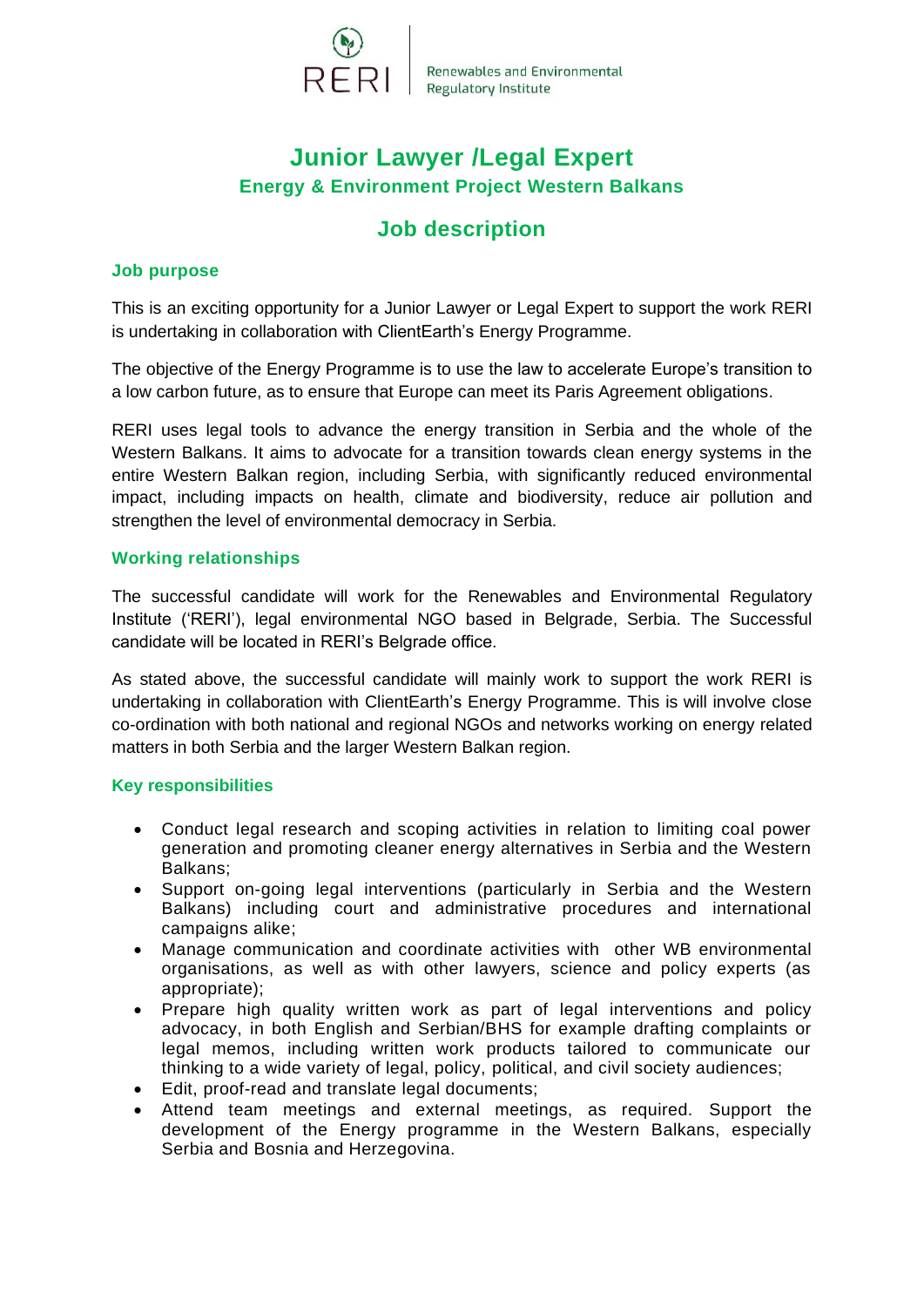RERI | Renewables and Environmental Regulatory Institute

# Junior Lawyer /Legal Expert

## Energy & Environment Project Western Balkans

## Job description

### Job purpose

This is an exciting opportunity for a Junior Lawyer or Legal Expert to support the work RERI is undertaking in collaboration with ClientEarth's Energy Programme.

The objective of the Energy Programme is to use the law to accelerate Europe's transition to a low carbon future, as to ensure that Europe can meet its Paris Agreement obligations.

RERI uses legal tools to advance the energy transition in Serbia and the whole of the Western Balkans. It aims to advocate for a transition towards clean energy systems in the entire Western Balkan region, including Serbia, with significantly reduced environmental impact, including impacts on health, climate and biodiversity, reduce air pollution and strengthen the level of environmental democracy in Serbia.

### Working relationships

The successful candidate will work for the Renewables and Environmental Regulatory Institute ('RERI'), legal environmental NGO based in Belgrade, Serbia. The Successful candidate will be located in RERI's Belgrade office.

As stated above, the successful candidate will mainly work to support the work RERI is undertaking in collaboration with ClientEarth's Energy Programme. This is will involve close co-ordination with both national and regional NGOs and networks working on energy related matters in both Serbia and the larger Western Balkan region.

### Key responsibilities

- Conduct legal research and scoping activities in relation to limiting coal power generation and promoting cleaner energy alternatives in Serbia and the Western Balkans;
- Support on-going legal interventions (particularly in Serbia and the Western Balkans) including court and administrative procedures and international campaigns alike;
- Manage communication and coordinate activities with other WB environmental organisations, as well as with other lawyers, science and policy experts (as appropriate);
- Prepare high quality written work as part of legal interventions and policy advocacy, in both English and Serbian/BHS for example drafting complaints or legal memos, including written work products tailored to communicate our thinking to a wide variety of legal, policy, political, and civil society audiences;
- Edit, proof-read and translate legal documents;
- Attend team meetings and external meetings, as required. Support the development of the Energy programme in the Western Balkans, especially Serbia and Bosnia and Herzegovina.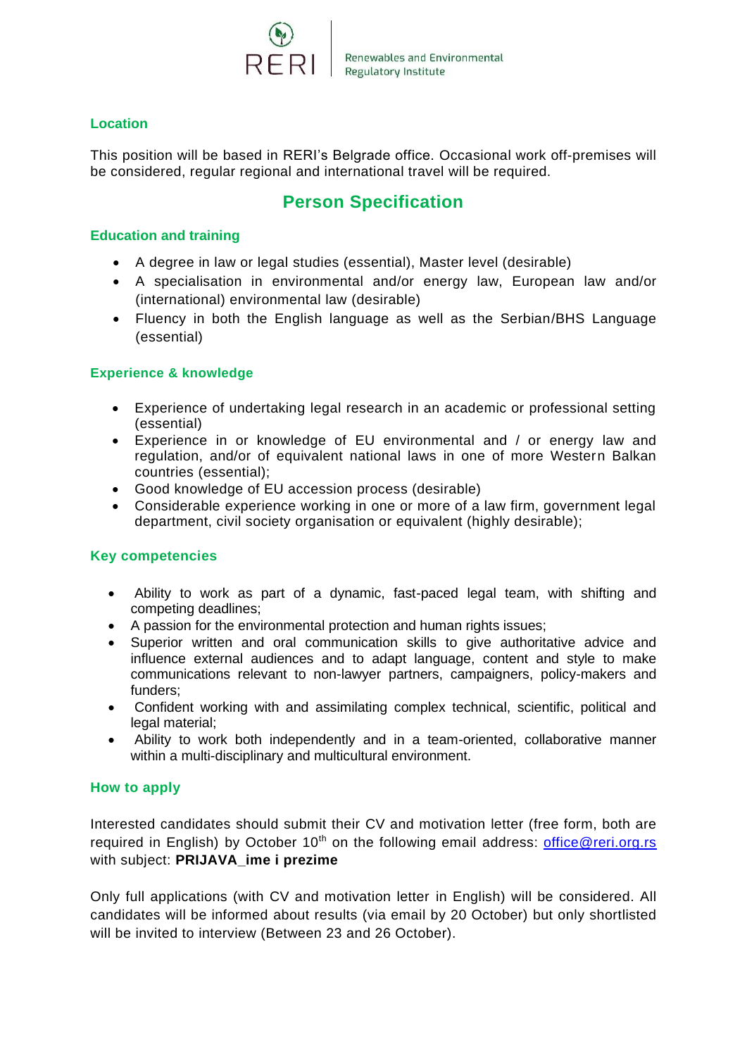### Location

This position will be based in RERI's Belgrade office. Occasional work off-premises will be considered, regular regional and international travel will be required.

## Person Specification

### Education and training

- A degree in law or legal studies (essential), Master level (desirable)
- A specialisation in environmental and/or energy law, European law and/or (international) environmental law (desirable)
- Fluency in both the English language as well as the Serbian/BHS Language (essential)

### Experience & knowledge

- Experience of undertaking legal research in an academic or professional setting (essential)
- Experience in or knowledge of EU environmental and / or energy law and regulation, and/or of equivalent national laws in one of more Western Balkan countries (essential);
- Good knowledge of EU accession process (desirable)
- Considerable experience working in one or more of a law firm, government legal department, civil society organisation or equivalent (highly desirable);

### Key competencies

- Ability to work as part of a dynamic, fast-paced legal team, with shifting and competing deadlines;
- A passion for the environmental protection and human rights issues;
- Superior written and oral communication skills to give authoritative advice and influence external audiences and to adapt language, content and style to make communications relevant to non-lawyer partners, campaigners, policy-makers and funders;
- Confident working with and assimilating complex technical, scientific, political and legal material;
- Ability to work both independently and in a team-oriented, collaborative manner within a multi-disciplinary and multicultural environment.

### How to apply

Interested candidates should submit their CV and motivation letter (free form, both are required in English) by October 10th on the following email address: office@reri.org.rs with subject: **PRIJAVA_ime i prezime**

Only full applications (with CV and motivation letter in English) will be considered. All candidates will be informed about results (via email by 20 October) but only shortlisted will be invited to interview (Between 23 and 26 October).